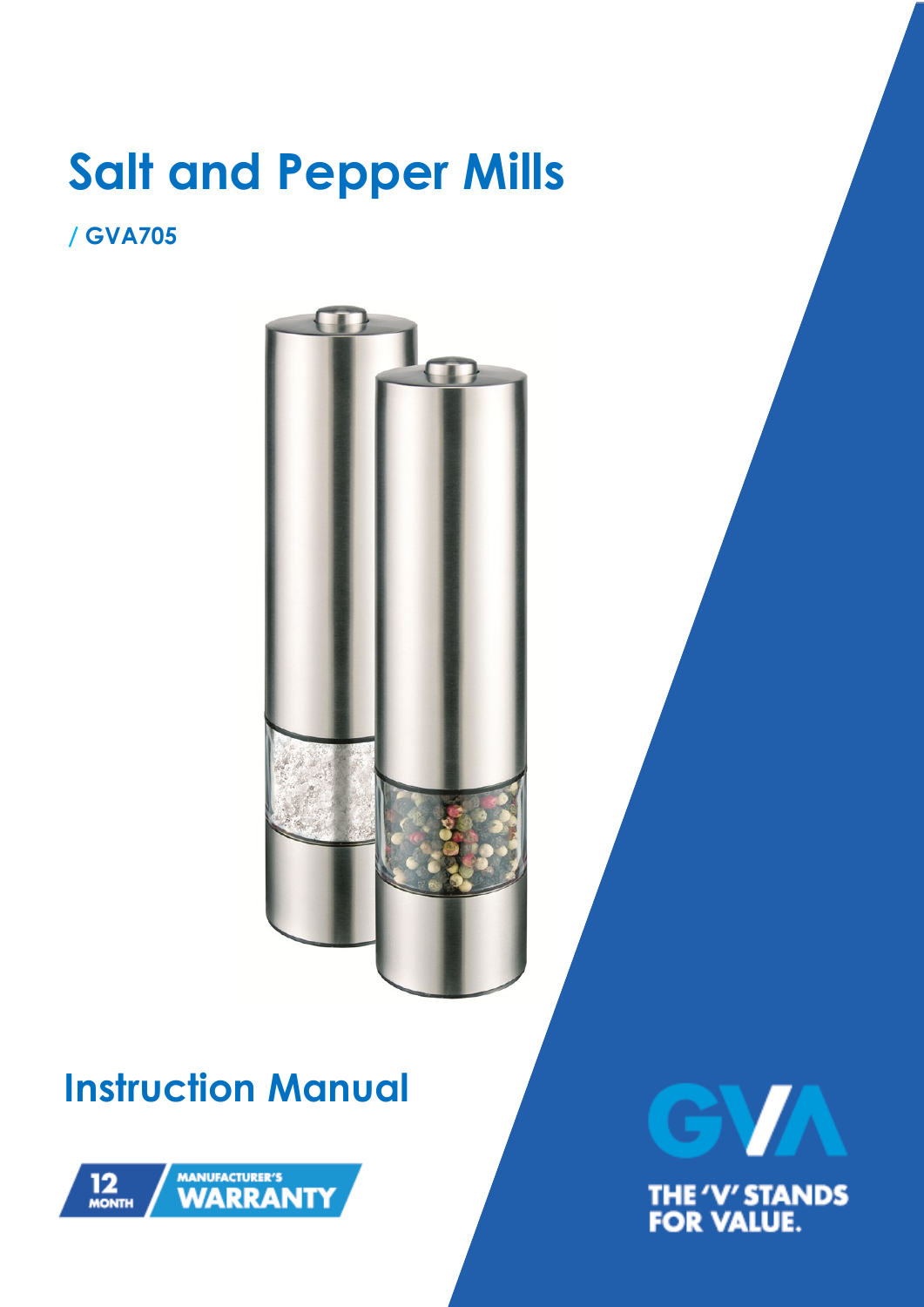# Salt and Pepper Mills

**/ GVA705**

## Instruction Manual

12 MONTH MANUFACTURER'S WARRANTY

GVA

THE 'V' STANDS FOR VALUE.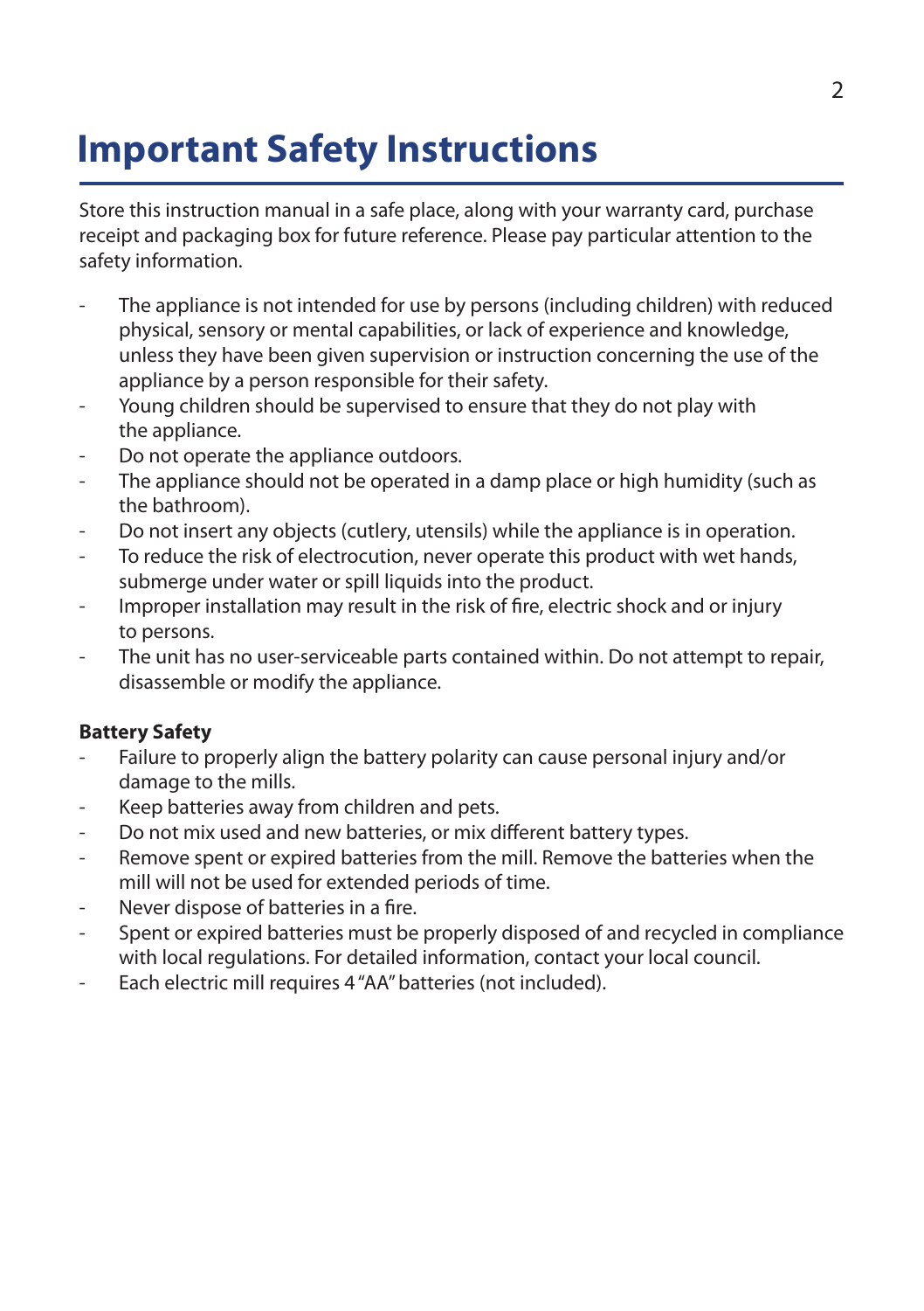# Important Safety Instructions

Store this instruction manual in a safe place, along with your warranty card, purchase receipt and packaging box for future reference. Please pay particular attention to the safety information.

- The appliance is not intended for use by persons (including children) with reduced physical, sensory or mental capabilities, or lack of experience and knowledge, unless they have been given supervision or instruction concerning the use of the appliance by a person responsible for their safety.
- Young children should be supervised to ensure that they do not play with the appliance.
- Do not operate the appliance outdoors.
- The appliance should not be operated in a damp place or high humidity (such as the bathroom).
- Do not insert any objects (cutlery, utensils) while the appliance is in operation.
- To reduce the risk of electrocution, never operate this product with wet hands, submerge under water or spill liquids into the product.
- Improper installation may result in the risk of fire, electric shock and or injury to persons.
- The unit has no user-serviceable parts contained within. Do not attempt to repair, disassemble or modify the appliance.

**Battery Safety**

- Failure to properly align the battery polarity can cause personal injury and/or damage to the mills.
- Keep batteries away from children and pets.
- Do not mix used and new batteries, or mix different battery types.
- Remove spent or expired batteries from the mill. Remove the batteries when the mill will not be used for extended periods of time.
- Never dispose of batteries in a fire.
- Spent or expired batteries must be properly disposed of and recycled in compliance with local regulations. For detailed information, contact your local council.
- Each electric mill requires 4 "AA" batteries (not included).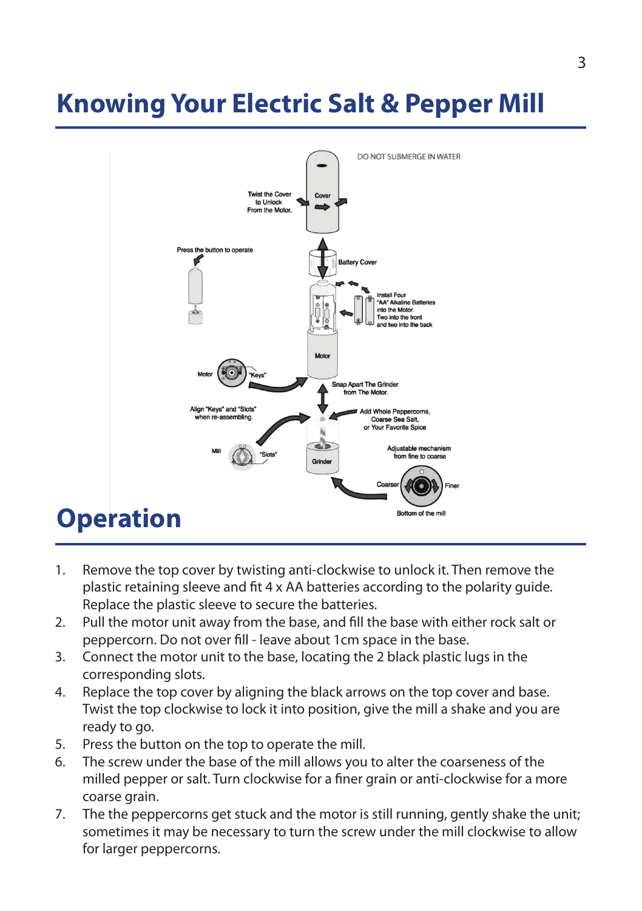# Knowing Your Electric Salt & Pepper Mill

DO NOT SUBMERGE IN WATER

Twist the Cover to Unlock From the Motor.

Cover

Press the button to operate

Battery Cover

Install Four "AA" Alkaline Batteries into the Motor. Two into the front and two into the back

Motor

Motor "Keys"

Snap Apart The Grinder from The Motor.

Align "Keys" and "Slots" when re-assembling.

Add Whole Peppercorns, Coarse Sea Salt, or Your Favorite Spice

Mill "Slots"

Grinder

Adjustable mechanism from fine to coarse

Coarser Finer

Bottom of the mill

# Operation

1. Remove the top cover by twisting anti-clockwise to unlock it. Then remove the plastic retaining sleeve and fit 4 x AA batteries according to the polarity guide. Replace the plastic sleeve to secure the batteries.
2. Pull the motor unit away from the base, and fill the base with either rock salt or peppercorn. Do not over fill - leave about 1cm space in the base.
3. Connect the motor unit to the base, locating the 2 black plastic lugs in the corresponding slots.
4. Replace the top cover by aligning the black arrows on the top cover and base. Twist the top clockwise to lock it into position, give the mill a shake and you are ready to go.
5. Press the button on the top to operate the mill.
6. The screw under the base of the mill allows you to alter the coarseness of the milled pepper or salt. Turn clockwise for a finer grain or anti-clockwise for a more coarse grain.
7. The the peppercorns get stuck and the motor is still running, gently shake the unit; sometimes it may be necessary to turn the screw under the mill clockwise to allow for larger peppercorns.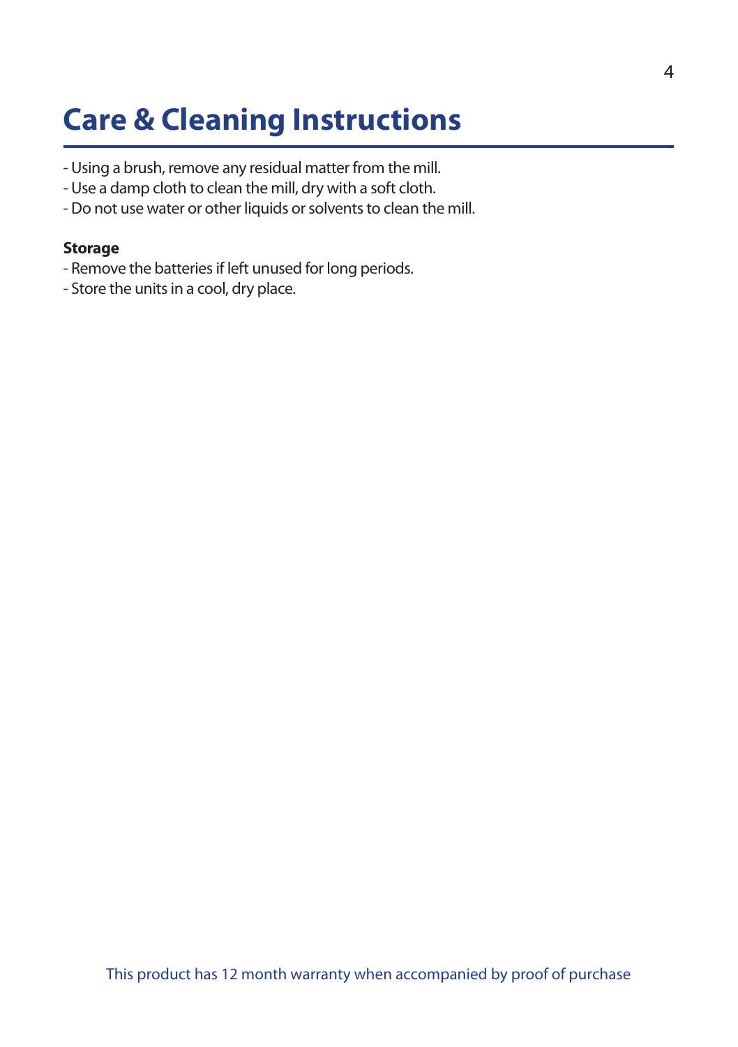# Care & Cleaning Instructions

- Using a brush, remove any residual matter from the mill.
- Use a damp cloth to clean the mill, dry with a soft cloth.
- Do not use water or other liquids or solvents to clean the mill.

**Storage**

- Remove the batteries if left unused for long periods.
- Store the units in a cool, dry place.

This product has 12 month warranty when accompanied by proof of purchase